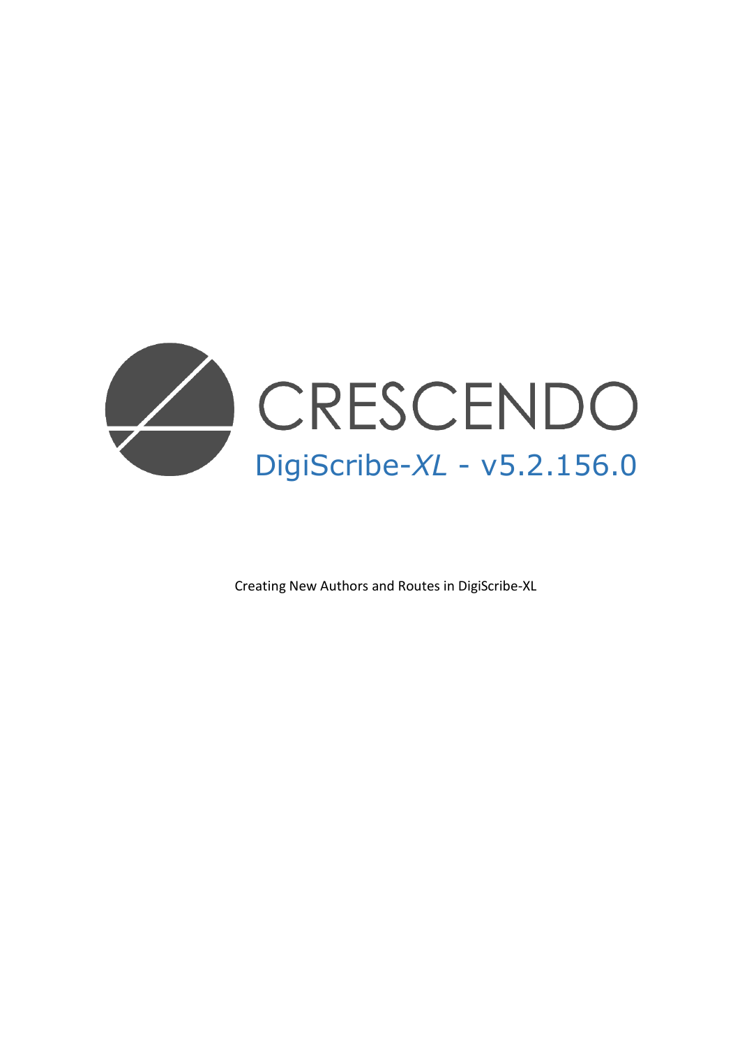# CRESCENDO

## DigiScribe-*XL* - v5.2.156.0

Creating New Authors and Routes in DigiScribe-XL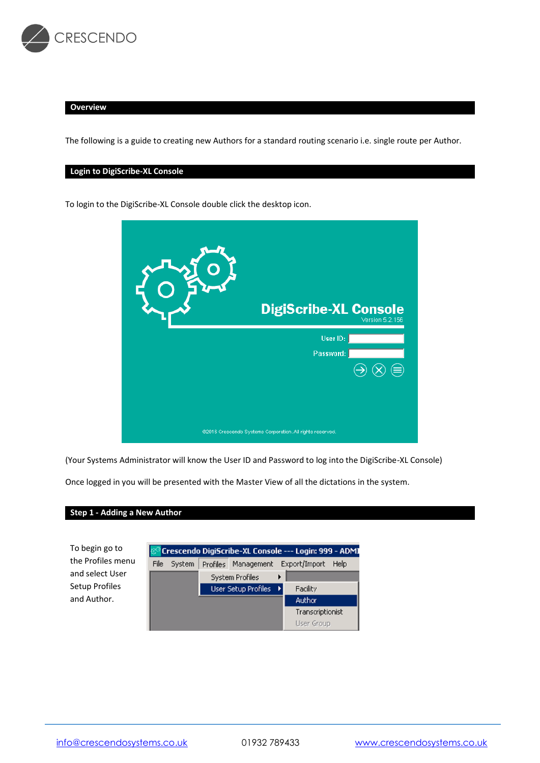## Overview

The following is a guide to creating new Authors for a standard routing scenario i.e. single route per Author.

## Login to DigiScribe-XL Console

To login to the DigiScribe-XL Console double click the desktop icon.

(Your Systems Administrator will know the User ID and Password to log into the DigiScribe-XL Console)

Once logged in you will be presented with the Master View of all the dictations in the system.

## Step 1 - Adding a New Author

To begin go to the Profiles menu and select User Setup Profiles and Author.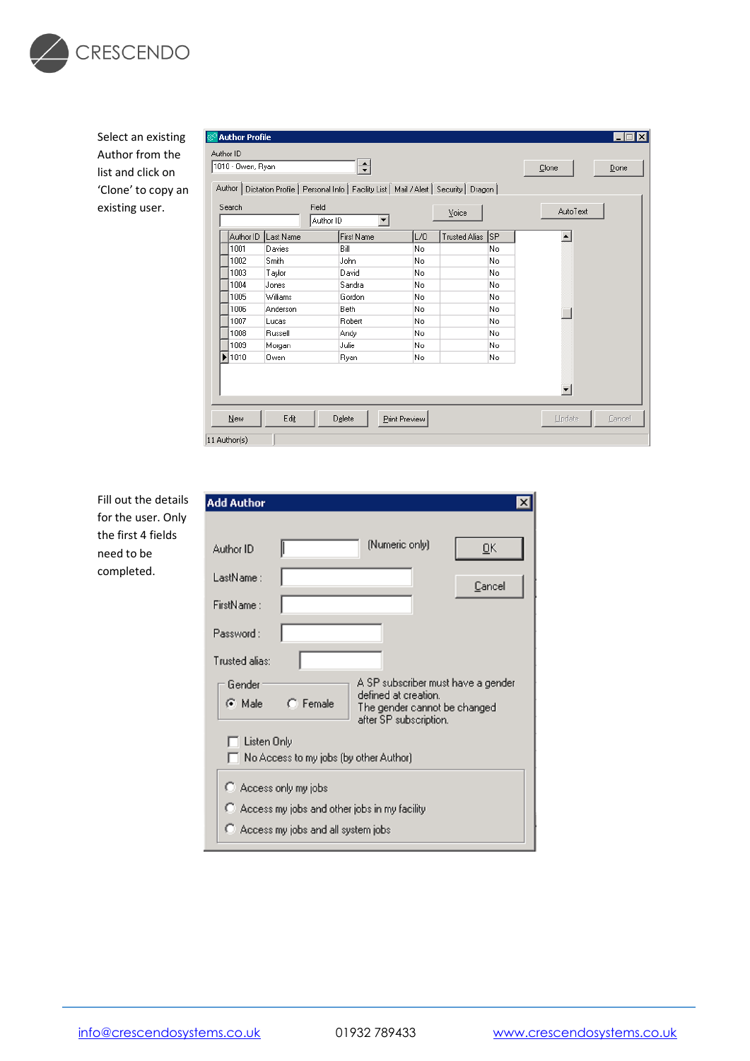Select an existing Author from the list and click on 'Clone' to copy an existing user.

Fill out the details for the user. Only the first 4 fields need to be completed.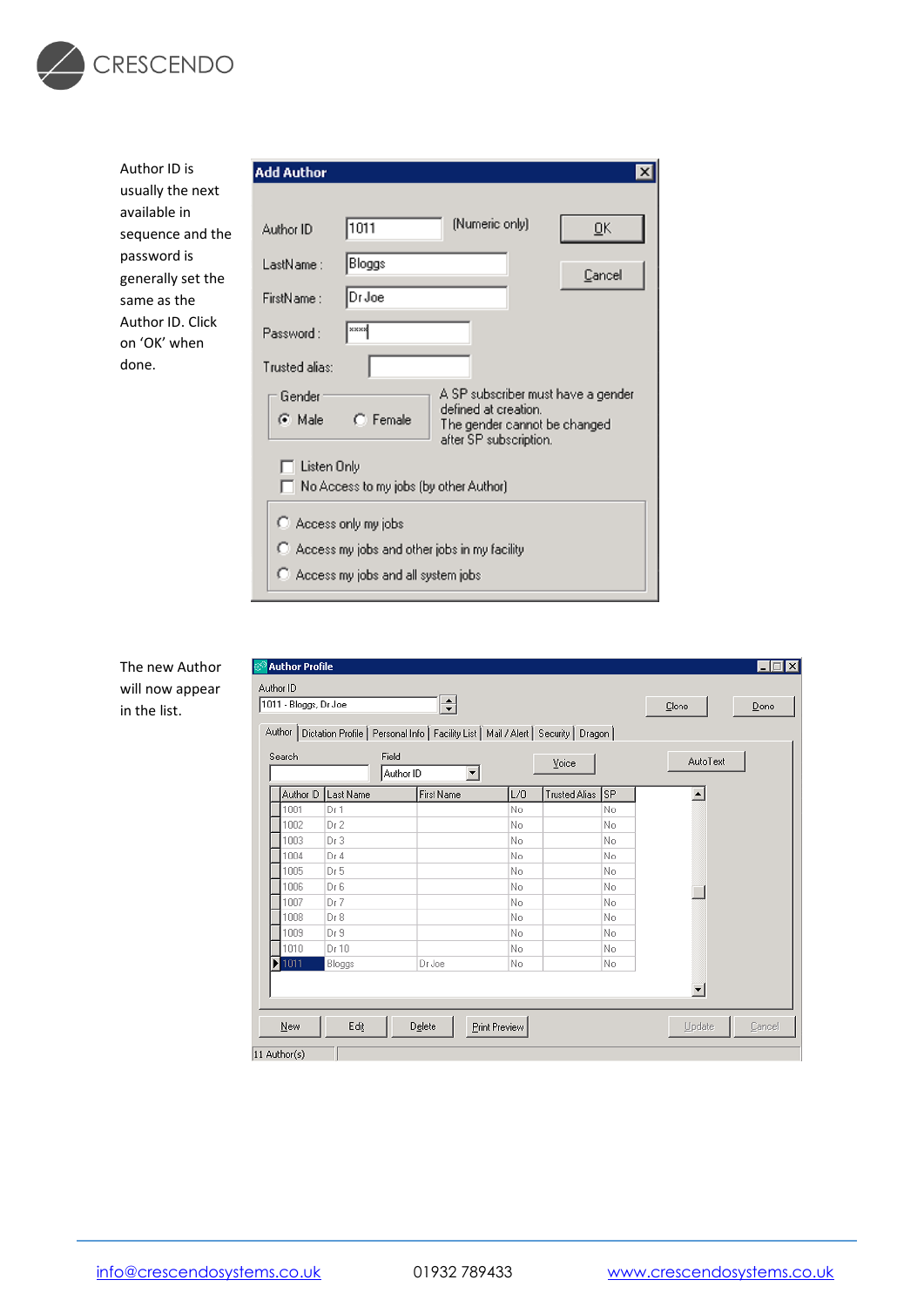Author ID is usually the next available in sequence and the password is generally set the same as the Author ID. Click on 'OK' when done.

**Add Author**

Author ID: 1011 (Numeric only)

LastName: Bloggs

FirstName: Dr Joe

Password: ****

Trusted alias:

Gender: Male / Female

A SP subscriber must have a gender defined at creation. The gender cannot be changed after SP subscription.

- Listen Only
- No Access to my jobs (by other Author)

- Access only my jobs
- Access my jobs and other jobs in my facility
- Access my jobs and all system jobs

OK | Cancel

The new Author will now appear in the list.

**Author Profile**

Author ID: 1011 - Bloggs, Dr Joe

Tabs: Author | Dictation Profile | Personal Info | Facility List | Mail / Alert | Security | Dragon

Search | Field: Author ID | Voice | AutoText

| Author ID | Last Name | First Name | L/O | Trusted Alias | SP |
|---|---|---|---|---|---|
| 1001 | Dr 1 | | No | | No |
| 1002 | Dr 2 | | No | | No |
| 1003 | Dr 3 | | No | | No |
| 1004 | Dr 4 | | No | | No |
| 1005 | Dr 5 | | No | | No |
| 1006 | Dr 6 | | No | | No |
| 1007 | Dr 7 | | No | | No |
| 1008 | Dr 8 | | No | | No |
| 1009 | Dr 9 | | No | | No |
| 1010 | Dr 10 | | No | | No |
| 1011 | Bloggs | Dr Joe | No | | No |

New | Edit | Delete | Print Preview | Update | Cancel

11 Author(s)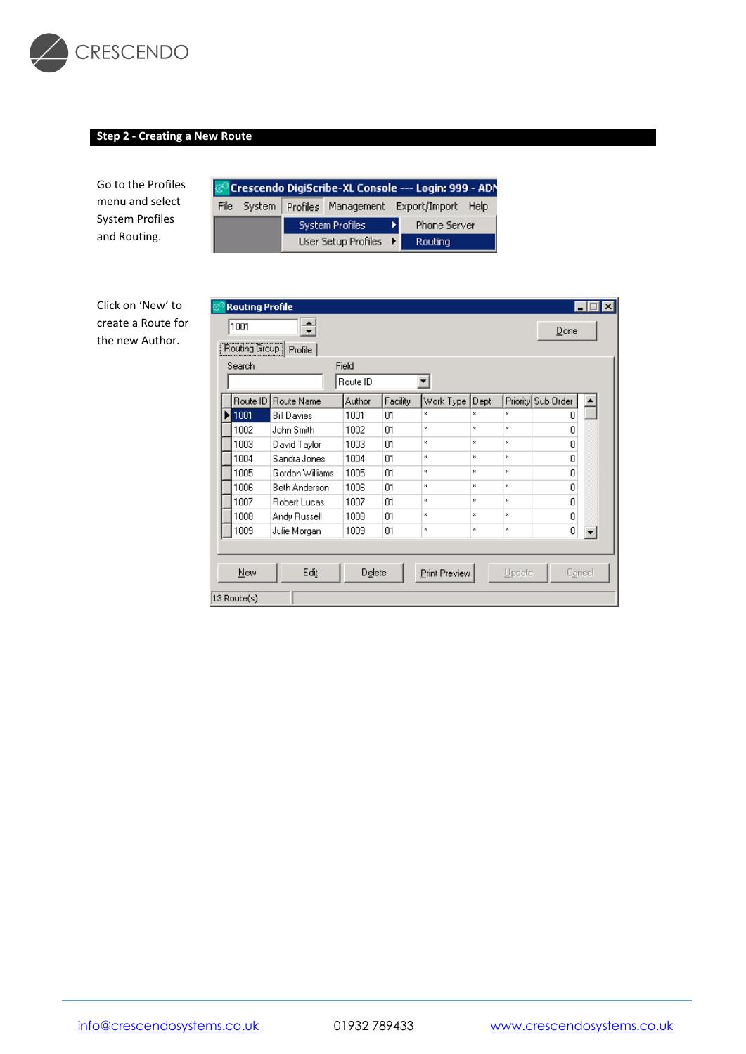## Step 2 - Creating a New Route

Go to the Profiles menu and select System Profiles and Routing.

Click on 'New' to create a Route for the new Author.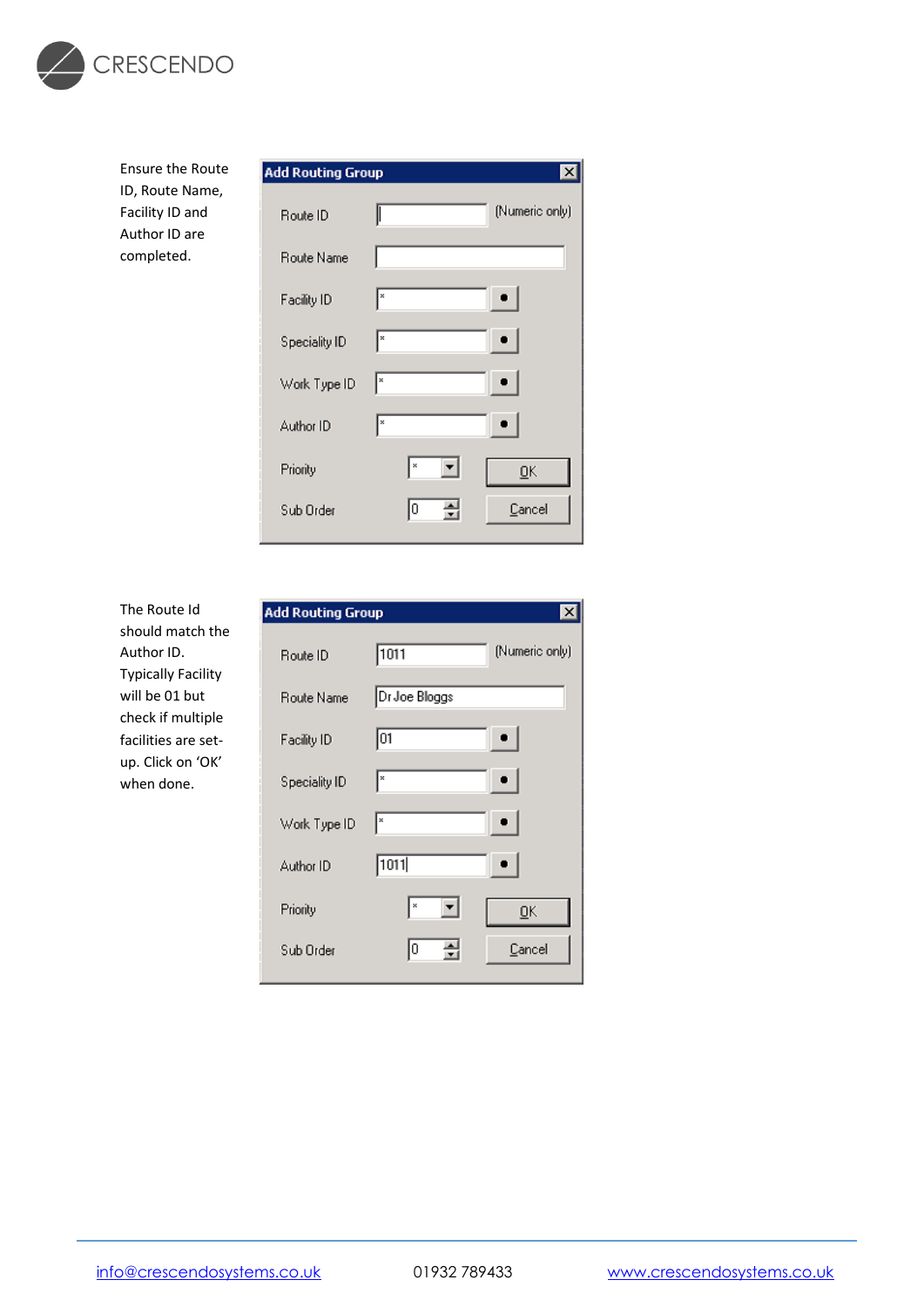Ensure the Route ID, Route Name, Facility ID and Author ID are completed.

**Add Routing Group**

| Field | Value |
| --- | --- |
| Route ID | (Numeric only) |
| Route Name | |
| Facility ID | * |
| Speciality ID | * |
| Work Type ID | * |
| Author ID | * |
| Priority | * |
| Sub Order | 0 |

OK | Cancel

The Route Id should match the Author ID. Typically Facility will be 01 but check if multiple facilities are set-up. Click on 'OK' when done.

**Add Routing Group**

| Field | Value |
| --- | --- |
| Route ID | 1011 (Numeric only) |
| Route Name | Dr Joe Bloggs |
| Facility ID | 01 |
| Speciality ID | * |
| Work Type ID | * |
| Author ID | 1011 |
| Priority | * |
| Sub Order | 0 |

OK | Cancel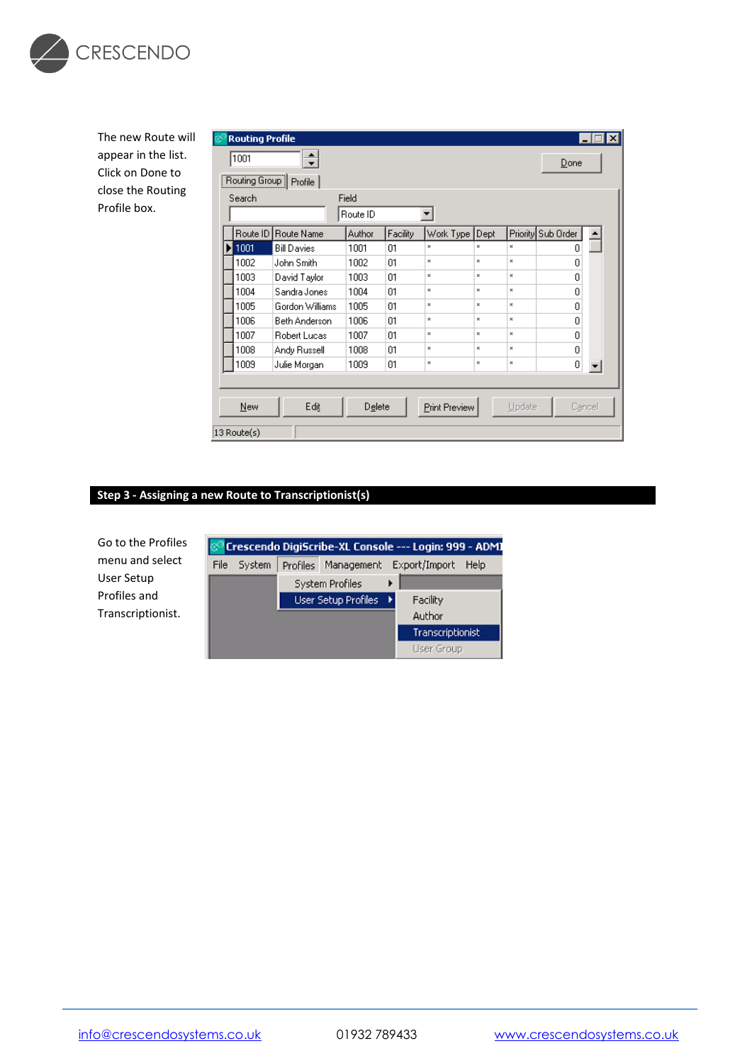The new Route will appear in the list. Click on Done to close the Routing Profile box.

## Step 3 - Assigning a new Route to Transcriptionist(s)

Go to the Profiles menu and select User Setup Profiles and Transcriptionist.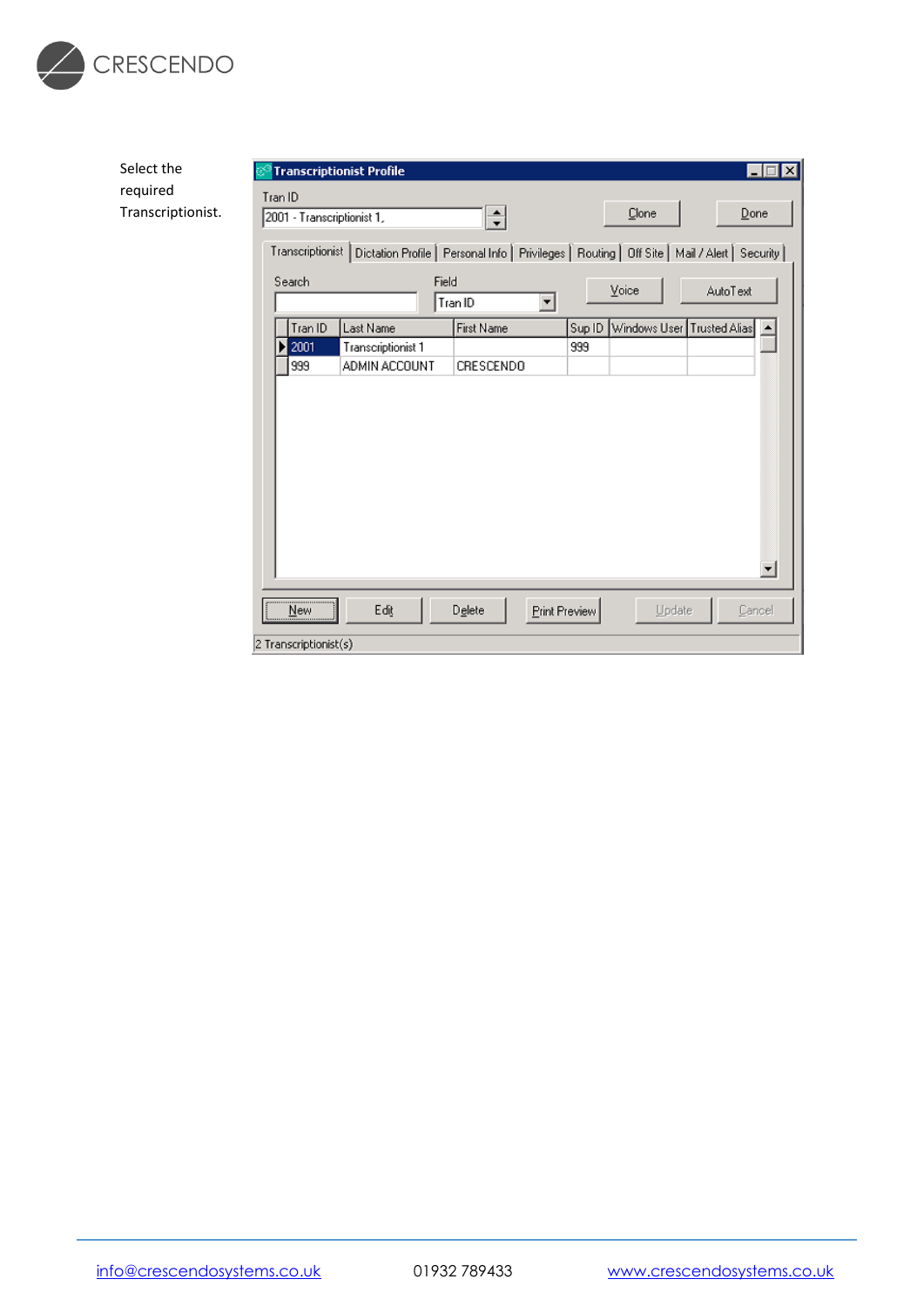Select the required Transcriptionist.

**Transcriptionist Profile**

Tran ID: 2001 - Transcriptionist 1,

Clone | Done

Tabs: Transcriptionist | Dictation Profile | Personal Info | Privileges | Routing | Off Site | Mail / Alert | Security

Search | Field: Tran ID | Voice | AutoText

| Tran ID | Last Name | First Name | Sup ID | Windows User | Trusted Alias |
|---|---|---|---|---|---|
| 2001 | Transcriptionist 1 | | 999 | | |
| 999 | ADMIN ACCOUNT | CRESCENDO | | | |

New | Edit | Delete | Print Preview | Update | Cancel

2 Transcriptionist(s)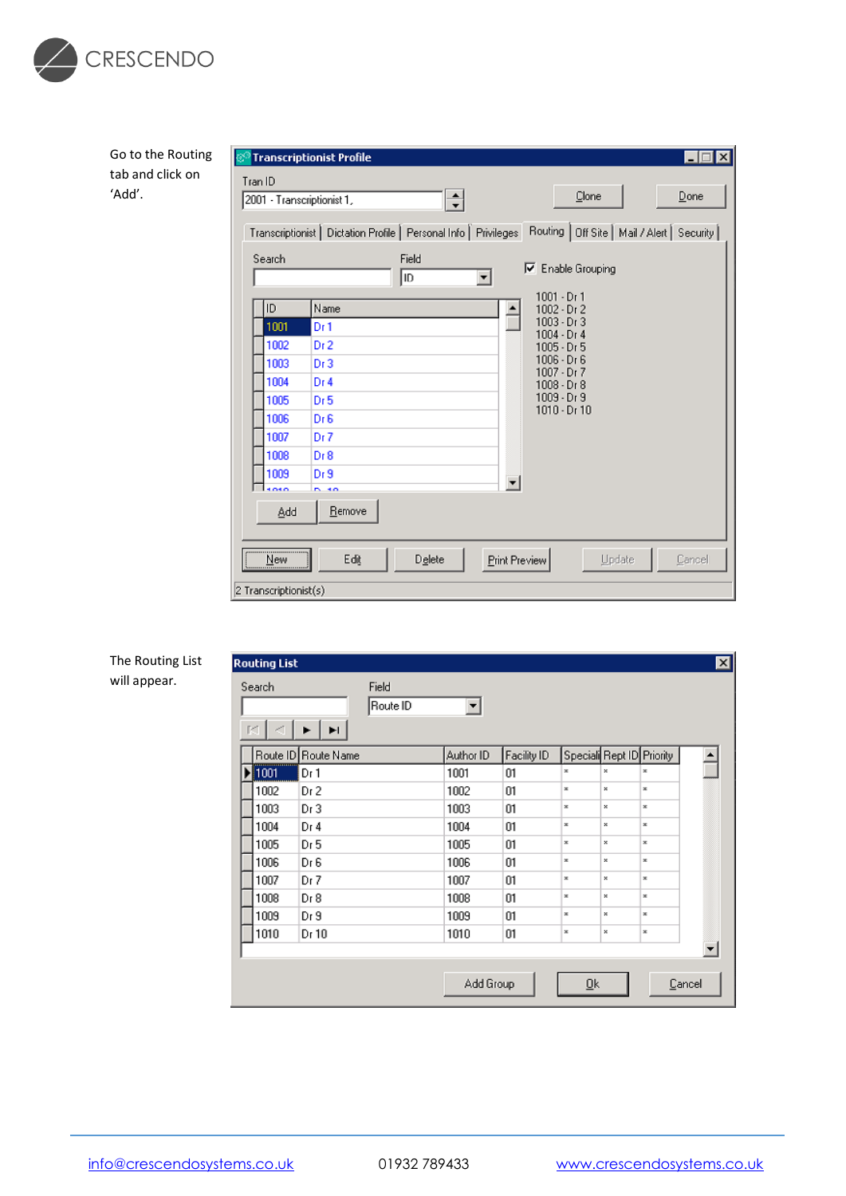Go to the Routing tab and click on 'Add'.

The Routing List will appear.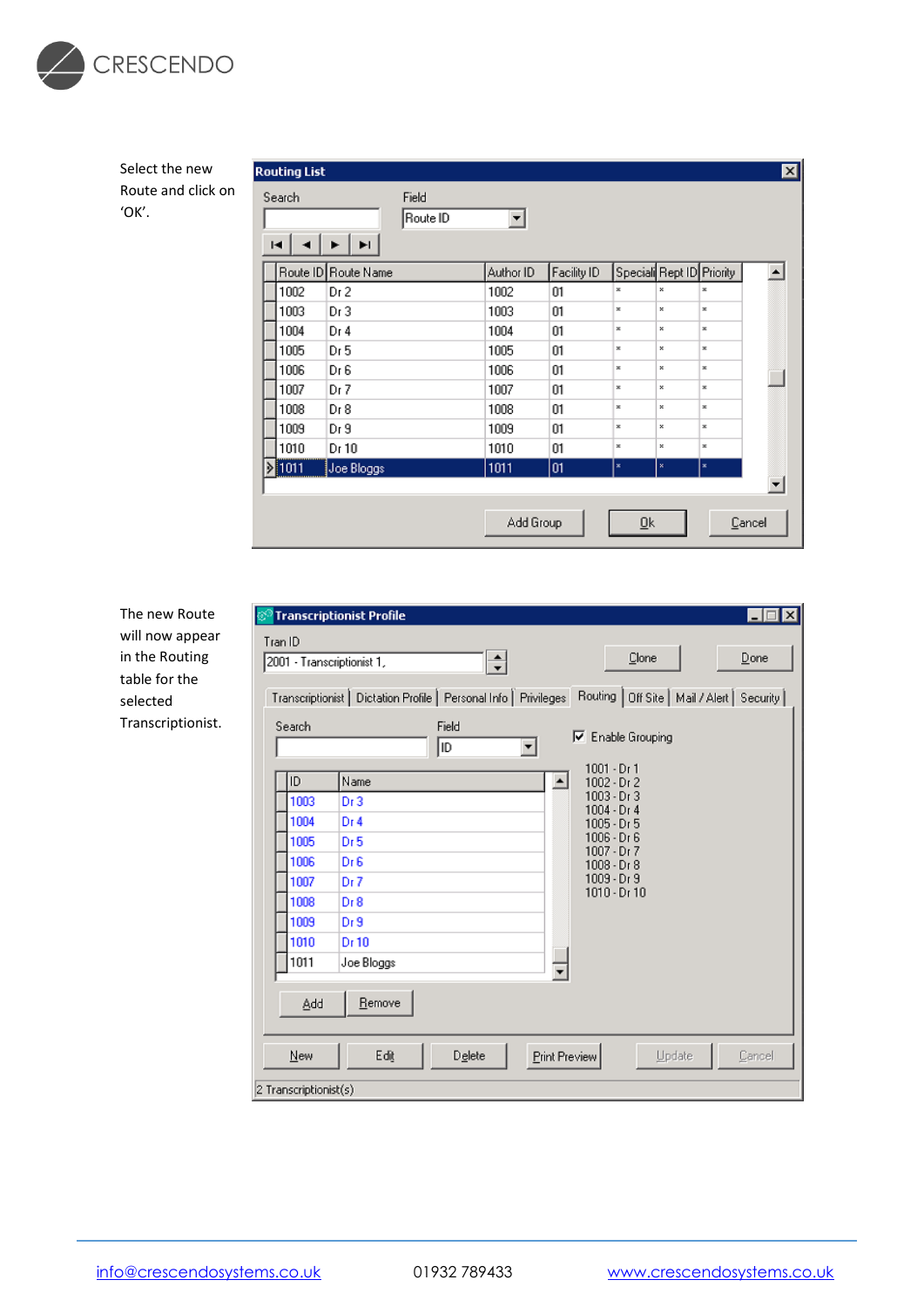Select the new Route and click on 'OK'.

The new Route will now appear in the Routing table for the selected Transcriptionist.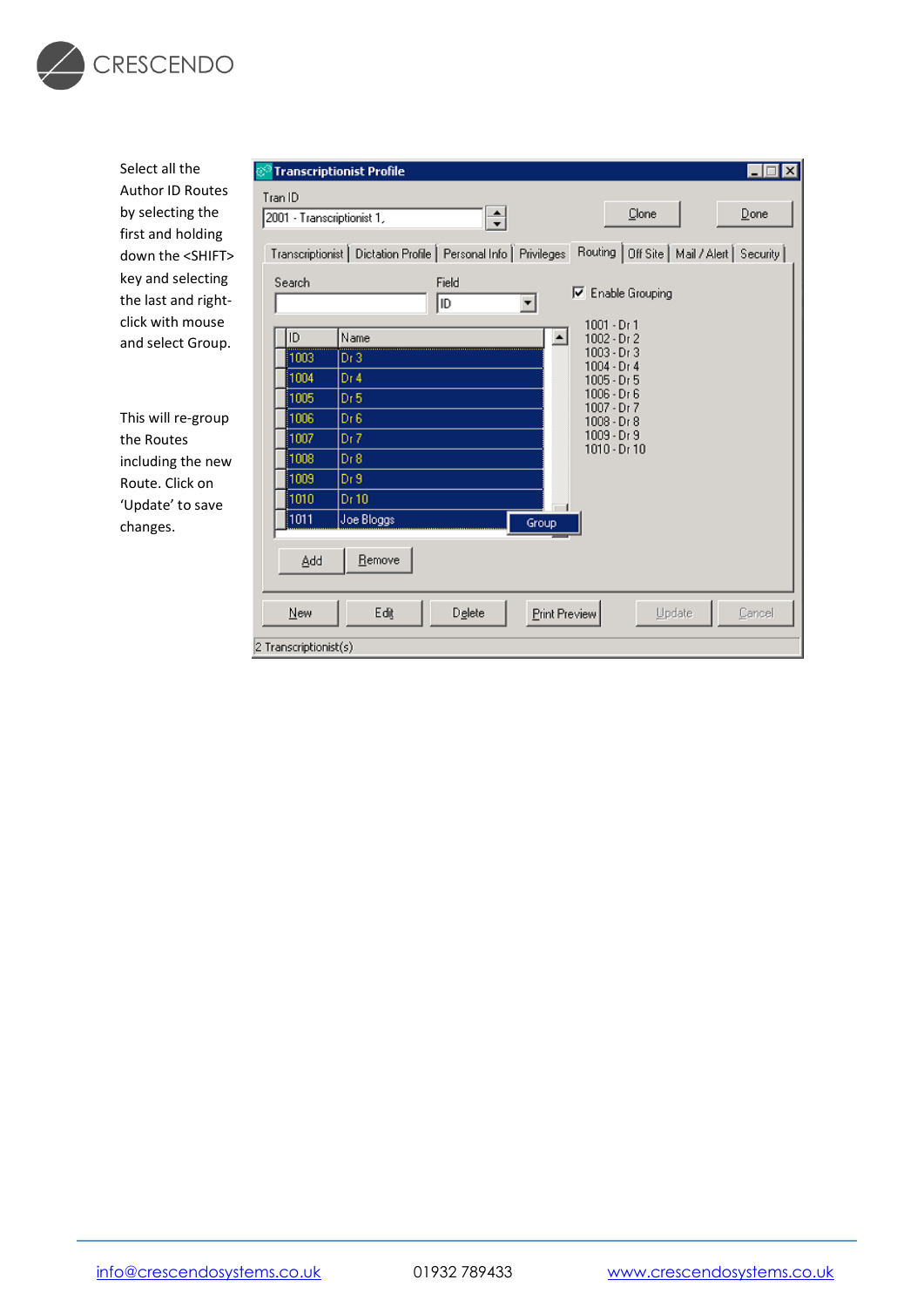Select all the Author ID Routes by selecting the first and holding down the <SHIFT> key and selecting the last and right-click with mouse and select Group.

This will re-group the Routes including the new Route. Click on 'Update' to save changes.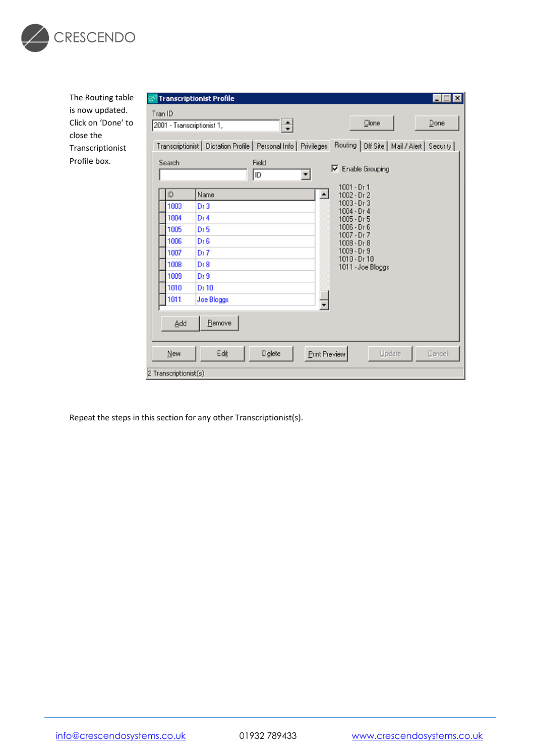The Routing table is now updated. Click on 'Done' to close the Transcriptionist Profile box.

Repeat the steps in this section for any other Transcriptionist(s).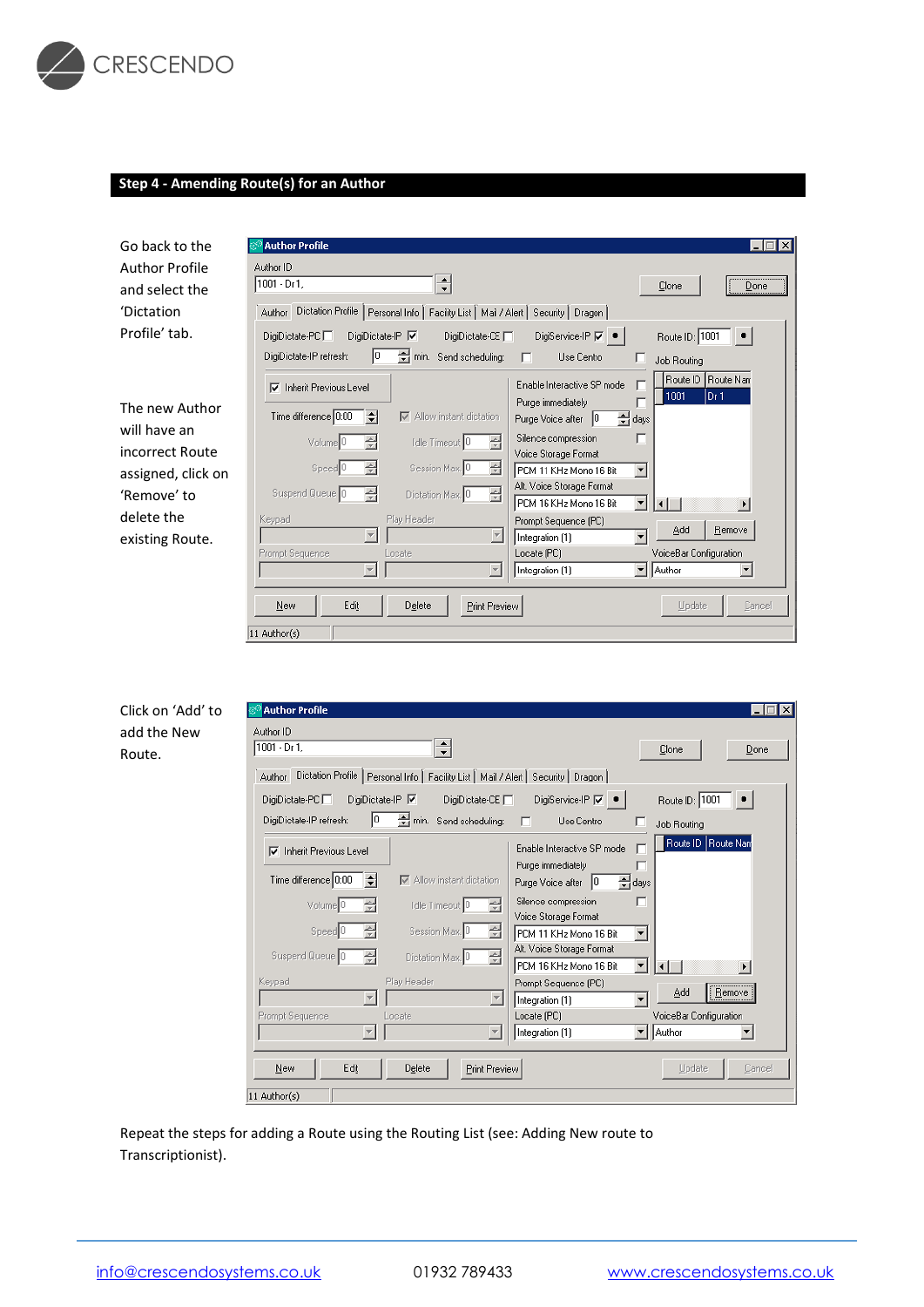## Step 4 - Amending Route(s) for an Author

Go back to the Author Profile and select the 'Dictation Profile' tab.

The new Author will have an incorrect Route assigned, click on 'Remove' to delete the existing Route.

Click on 'Add' to add the New Route.

Repeat the steps for adding a Route using the Routing List (see: Adding New route to Transcriptionist).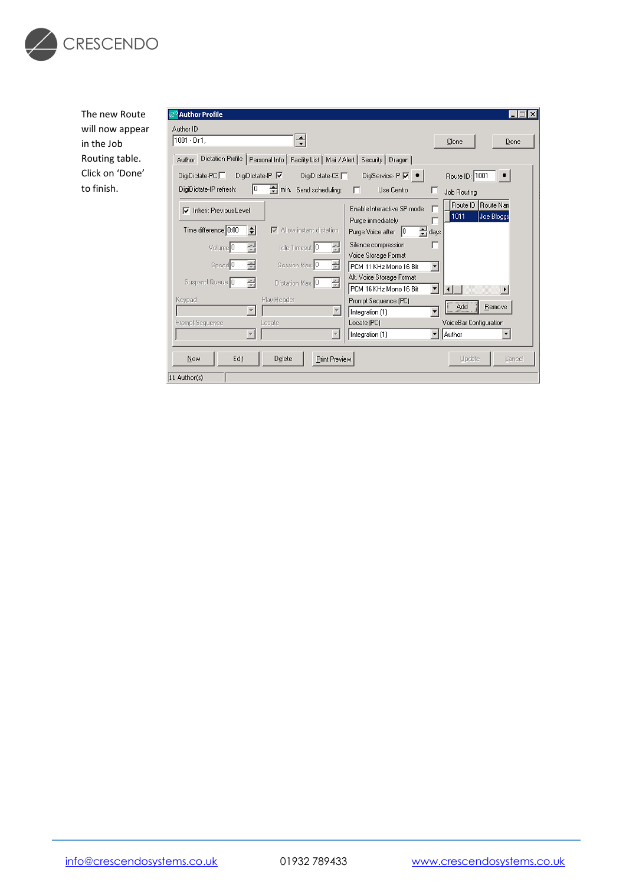The new Route will now appear in the Job Routing table. Click on ‘Done’ to finish.